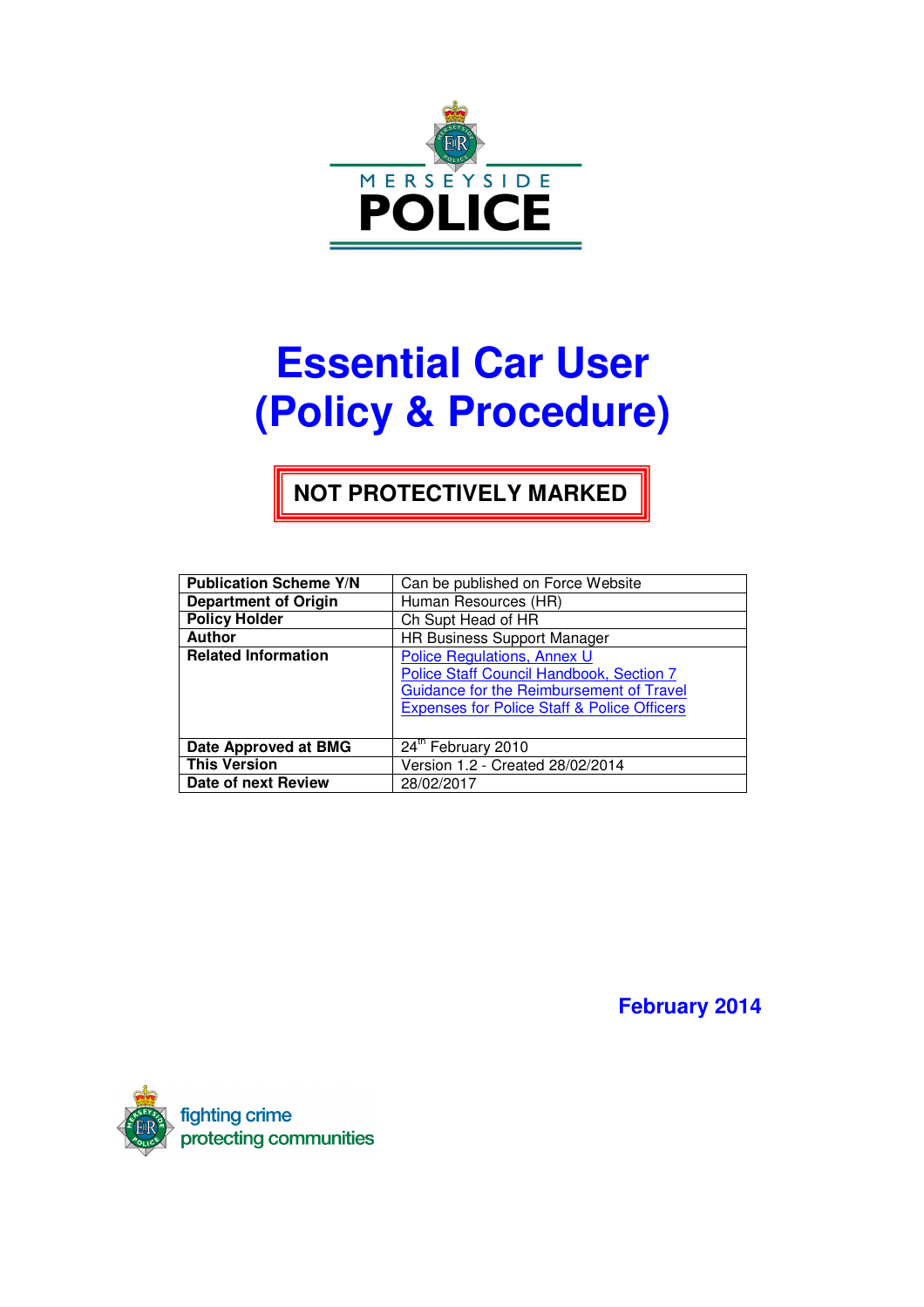MERSEYSIDE

POLICE

# Essential Car User (Policy & Procedure)

**NOT PROTECTIVELY MARKED**

| | |
|---|---|
| **Publication Scheme Y/N** | Can be published on Force Website |
| **Department of Origin** | Human Resources (HR) |
| **Policy Holder** | Ch Supt Head of HR |
| **Author** | HR Business Support Manager |
| **Related Information** | Police Regulations, Annex U<br>Police Staff Council Handbook, Section 7<br>Guidance for the Reimbursement of Travel Expenses for Police Staff & Police Officers |
| **Date Approved at BMG** | 24th February 2010 |
| **This Version** | Version 1.2 - Created 28/02/2014 |
| **Date of next Review** | 28/02/2017 |

**February 2014**

fighting crime
protecting communities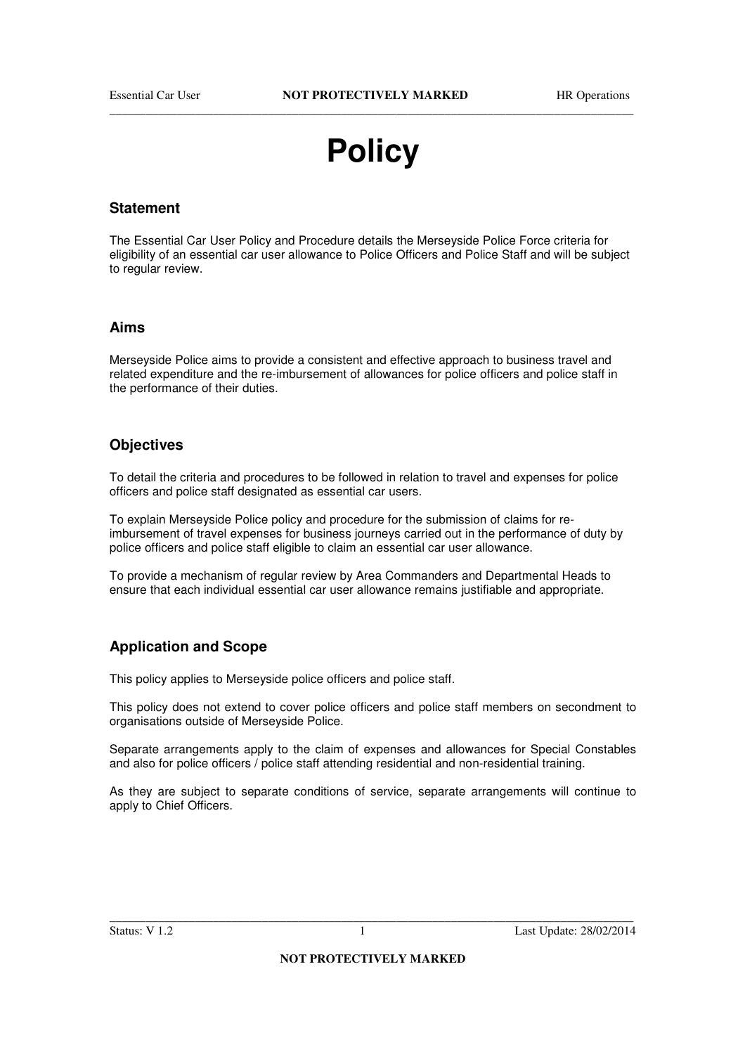# Policy

## Statement

The Essential Car User Policy and Procedure details the Merseyside Police Force criteria for eligibility of an essential car user allowance to Police Officers and Police Staff and will be subject to regular review.

## Aims

Merseyside Police aims to provide a consistent and effective approach to business travel and related expenditure and the re-imbursement of allowances for police officers and police staff in the performance of their duties.

## Objectives

To detail the criteria and procedures to be followed in relation to travel and expenses for police officers and police staff designated as essential car users.

To explain Merseyside Police policy and procedure for the submission of claims for re-imbursement of travel expenses for business journeys carried out in the performance of duty by police officers and police staff eligible to claim an essential car user allowance.

To provide a mechanism of regular review by Area Commanders and Departmental Heads to ensure that each individual essential car user allowance remains justifiable and appropriate.

## Application and Scope

This policy applies to Merseyside police officers and police staff.

This policy does not extend to cover police officers and police staff members on secondment to organisations outside of Merseyside Police.

Separate arrangements apply to the claim of expenses and allowances for Special Constables and also for police officers / police staff attending residential and non-residential training.

As they are subject to separate conditions of service, separate arrangements will continue to apply to Chief Officers.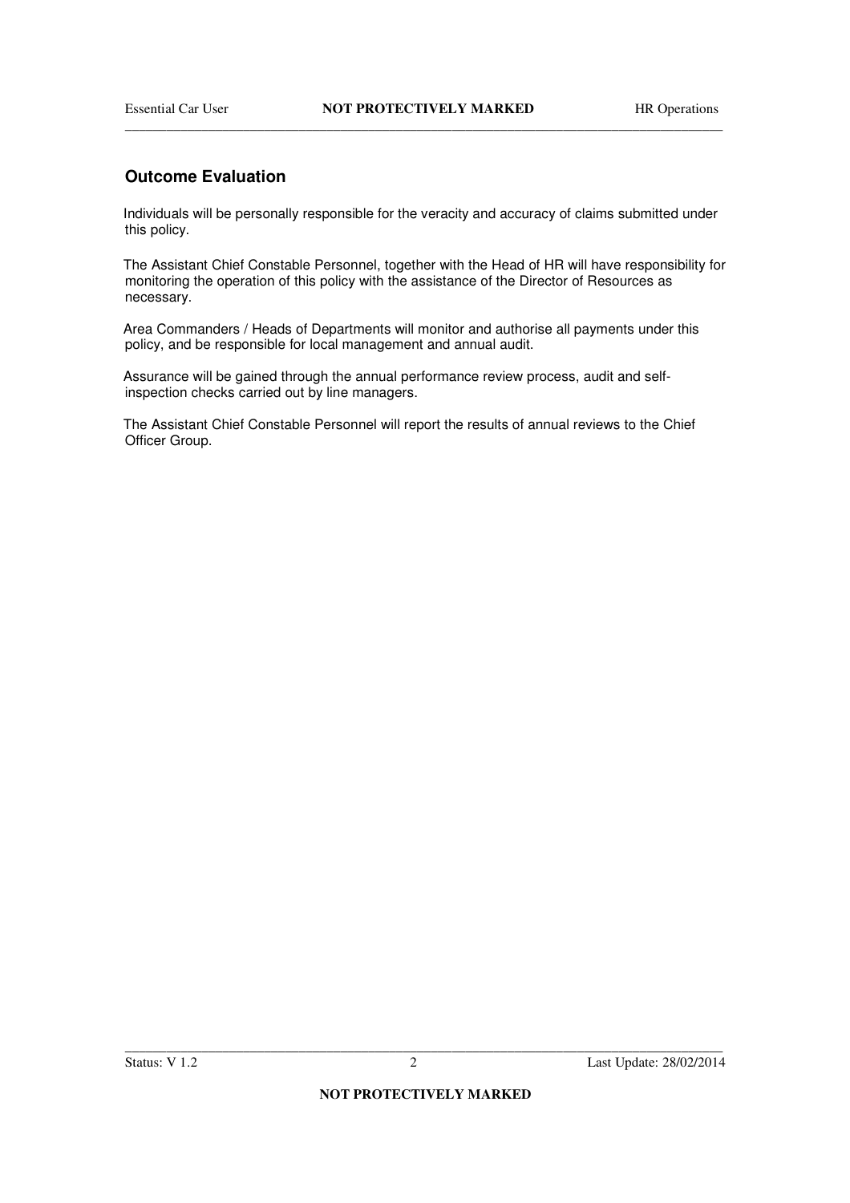## Outcome Evaluation

Individuals will be personally responsible for the veracity and accuracy of claims submitted under this policy.

The Assistant Chief Constable Personnel, together with the Head of HR will have responsibility for monitoring the operation of this policy with the assistance of the Director of Resources as necessary.

Area Commanders / Heads of Departments will monitor and authorise all payments under this policy, and be responsible for local management and annual audit.

Assurance will be gained through the annual performance review process, audit and self-inspection checks carried out by line managers.

The Assistant Chief Constable Personnel will report the results of annual reviews to the Chief Officer Group.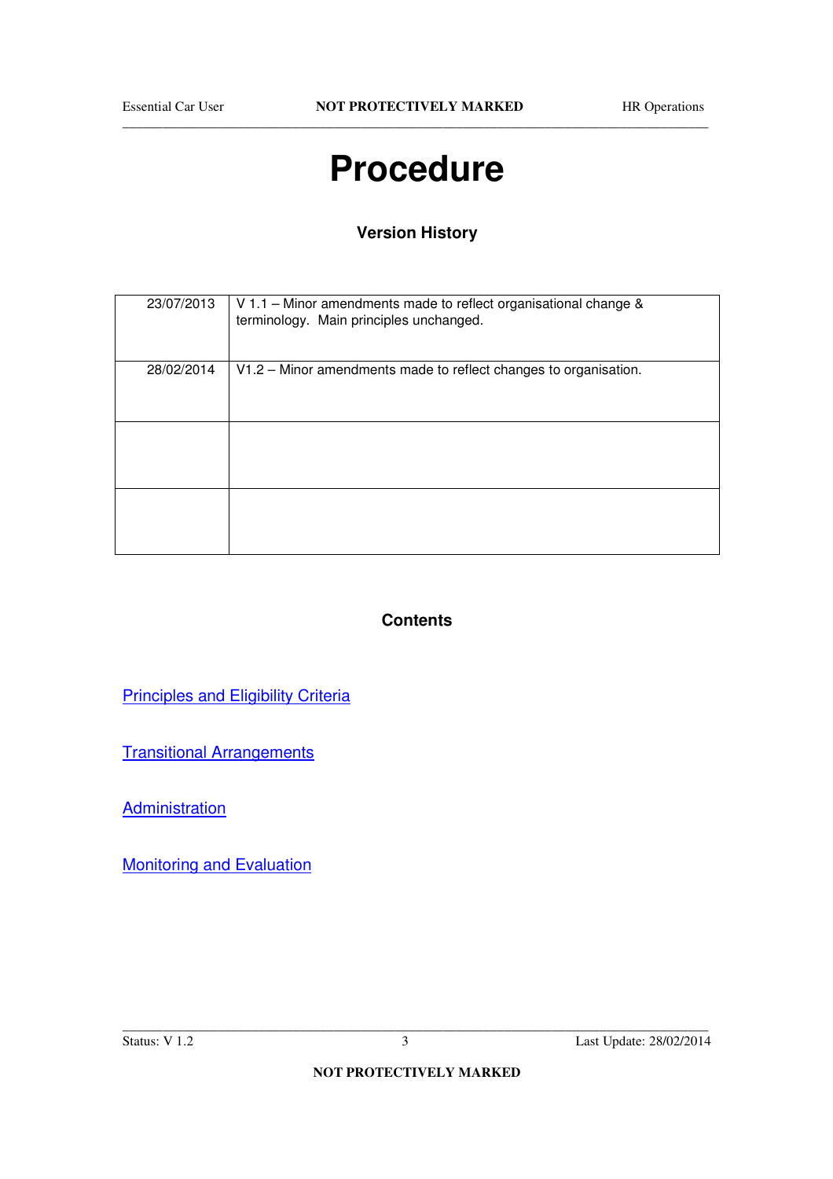# Procedure

## Version History

| | |
|---|---|
| 23/07/2013 | V 1.1 – Minor amendments made to reflect organisational change & terminology. Main principles unchanged. |
| 28/02/2014 | V1.2 – Minor amendments made to reflect changes to organisation. |
| | |
| | |

## Contents

[Principles and Eligibility Criteria]

[Transitional Arrangements]

[Administration]

[Monitoring and Evaluation]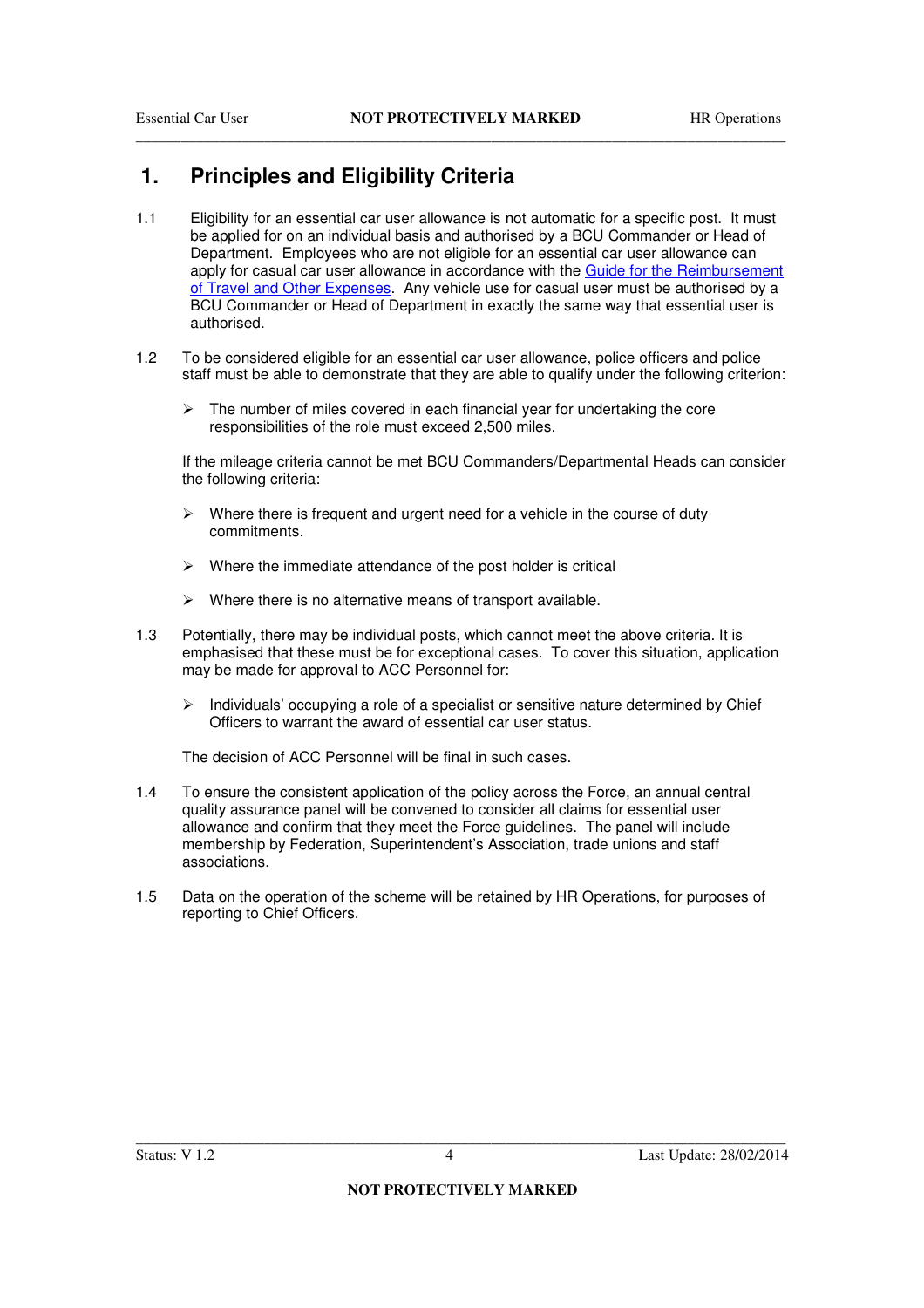# 1. Principles and Eligibility Criteria

1.1 Eligibility for an essential car user allowance is not automatic for a specific post. It must be applied for on an individual basis and authorised by a BCU Commander or Head of Department. Employees who are not eligible for an essential car user allowance can apply for casual car user allowance in accordance with the [Guide for the Reimbursement of Travel and Other Expenses](). Any vehicle use for casual user must be authorised by a BCU Commander or Head of Department in exactly the same way that essential user is authorised.

1.2 To be considered eligible for an essential car user allowance, police officers and police staff must be able to demonstrate that they are able to qualify under the following criterion:

- The number of miles covered in each financial year for undertaking the core responsibilities of the role must exceed 2,500 miles.

If the mileage criteria cannot be met BCU Commanders/Departmental Heads can consider the following criteria:

- Where there is frequent and urgent need for a vehicle in the course of duty commitments.
- Where the immediate attendance of the post holder is critical
- Where there is no alternative means of transport available.

1.3 Potentially, there may be individual posts, which cannot meet the above criteria. It is emphasised that these must be for exceptional cases. To cover this situation, application may be made for approval to ACC Personnel for:

- Individuals' occupying a role of a specialist or sensitive nature determined by Chief Officers to warrant the award of essential car user status.

The decision of ACC Personnel will be final in such cases.

1.4 To ensure the consistent application of the policy across the Force, an annual central quality assurance panel will be convened to consider all claims for essential user allowance and confirm that they meet the Force guidelines. The panel will include membership by Federation, Superintendent's Association, trade unions and staff associations.

1.5 Data on the operation of the scheme will be retained by HR Operations, for purposes of reporting to Chief Officers.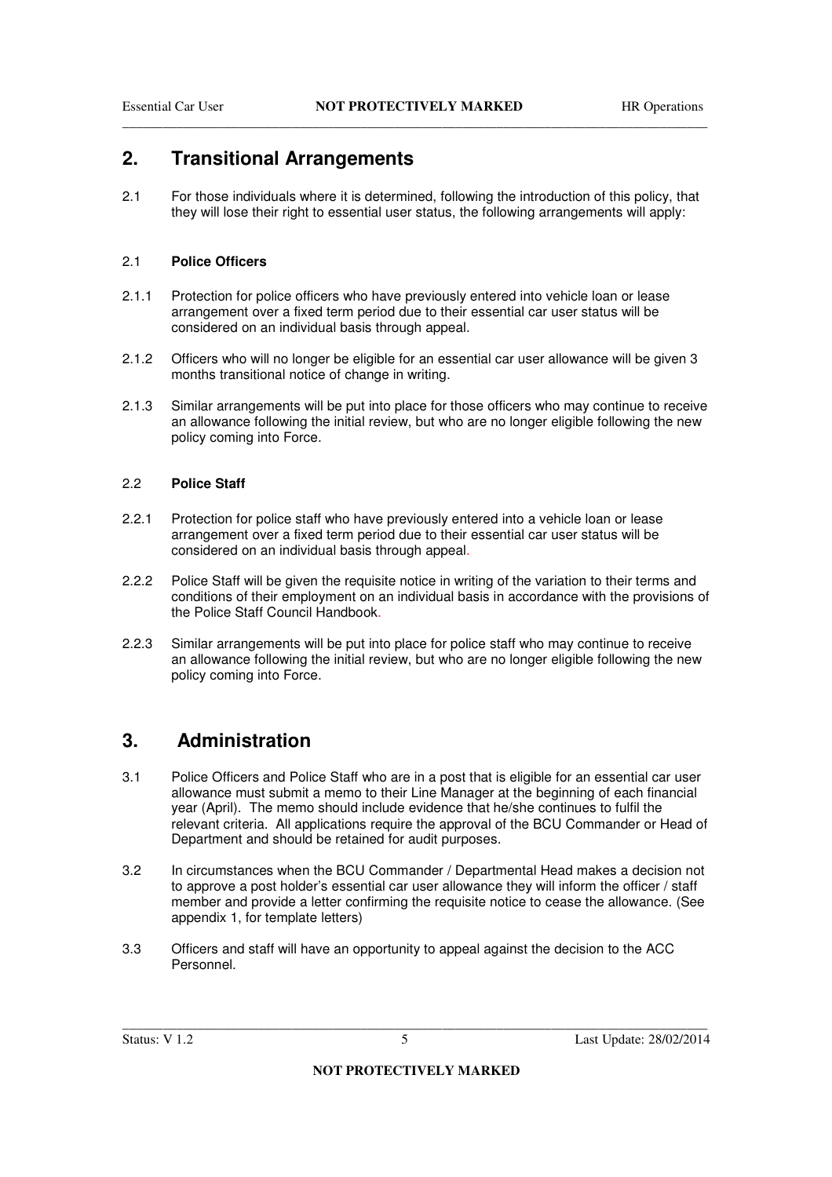## 2. Transitional Arrangements

2.1 For those individuals where it is determined, following the introduction of this policy, that they will lose their right to essential user status, the following arrangements will apply:

### 2.1 Police Officers

2.1.1 Protection for police officers who have previously entered into vehicle loan or lease arrangement over a fixed term period due to their essential car user status will be considered on an individual basis through appeal.

2.1.2 Officers who will no longer be eligible for an essential car user allowance will be given 3 months transitional notice of change in writing.

2.1.3 Similar arrangements will be put into place for those officers who may continue to receive an allowance following the initial review, but who are no longer eligible following the new policy coming into Force.

### 2.2 Police Staff

2.2.1 Protection for police staff who have previously entered into a vehicle loan or lease arrangement over a fixed term period due to their essential car user status will be considered on an individual basis through appeal.

2.2.2 Police Staff will be given the requisite notice in writing of the variation to their terms and conditions of their employment on an individual basis in accordance with the provisions of the Police Staff Council Handbook.

2.2.3 Similar arrangements will be put into place for police staff who may continue to receive an allowance following the initial review, but who are no longer eligible following the new policy coming into Force.

## 3. Administration

3.1 Police Officers and Police Staff who are in a post that is eligible for an essential car user allowance must submit a memo to their Line Manager at the beginning of each financial year (April). The memo should include evidence that he/she continues to fulfil the relevant criteria. All applications require the approval of the BCU Commander or Head of Department and should be retained for audit purposes.

3.2 In circumstances when the BCU Commander / Departmental Head makes a decision not to approve a post holder's essential car user allowance they will inform the officer / staff member and provide a letter confirming the requisite notice to cease the allowance. (See appendix 1, for template letters)

3.3 Officers and staff will have an opportunity to appeal against the decision to the ACC Personnel.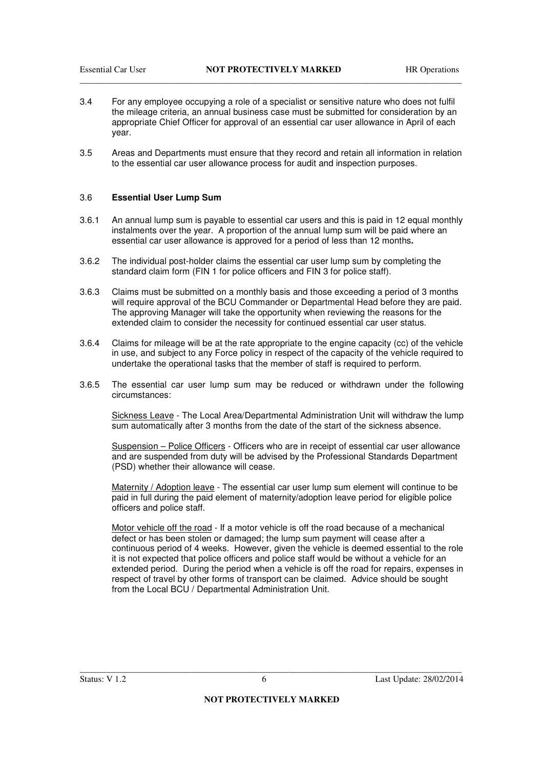3.4 For any employee occupying a role of a specialist or sensitive nature who does not fulfil the mileage criteria, an annual business case must be submitted for consideration by an appropriate Chief Officer for approval of an essential car user allowance in April of each year.

3.5 Areas and Departments must ensure that they record and retain all information in relation to the essential car user allowance process for audit and inspection purposes.

### 3.6 **Essential User Lump Sum**

3.6.1 An annual lump sum is payable to essential car users and this is paid in 12 equal monthly instalments over the year. A proportion of the annual lump sum will be paid where an essential car user allowance is approved for a period of less than 12 months**.**

3.6.2 The individual post-holder claims the essential car user lump sum by completing the standard claim form (FIN 1 for police officers and FIN 3 for police staff).

3.6.3 Claims must be submitted on a monthly basis and those exceeding a period of 3 months will require approval of the BCU Commander or Departmental Head before they are paid. The approving Manager will take the opportunity when reviewing the reasons for the extended claim to consider the necessity for continued essential car user status.

3.6.4 Claims for mileage will be at the rate appropriate to the engine capacity (cc) of the vehicle in use, and subject to any Force policy in respect of the capacity of the vehicle required to undertake the operational tasks that the member of staff is required to perform.

3.6.5 The essential car user lump sum may be reduced or withdrawn under the following circumstances:

Sickness Leave - The Local Area/Departmental Administration Unit will withdraw the lump sum automatically after 3 months from the date of the start of the sickness absence.

Suspension – Police Officers - Officers who are in receipt of essential car user allowance and are suspended from duty will be advised by the Professional Standards Department (PSD) whether their allowance will cease.

Maternity / Adoption leave - The essential car user lump sum element will continue to be paid in full during the paid element of maternity/adoption leave period for eligible police officers and police staff.

Motor vehicle off the road - If a motor vehicle is off the road because of a mechanical defect or has been stolen or damaged; the lump sum payment will cease after a continuous period of 4 weeks. However, given the vehicle is deemed essential to the role it is not expected that police officers and police staff would be without a vehicle for an extended period. During the period when a vehicle is off the road for repairs, expenses in respect of travel by other forms of transport can be claimed. Advice should be sought from the Local BCU / Departmental Administration Unit.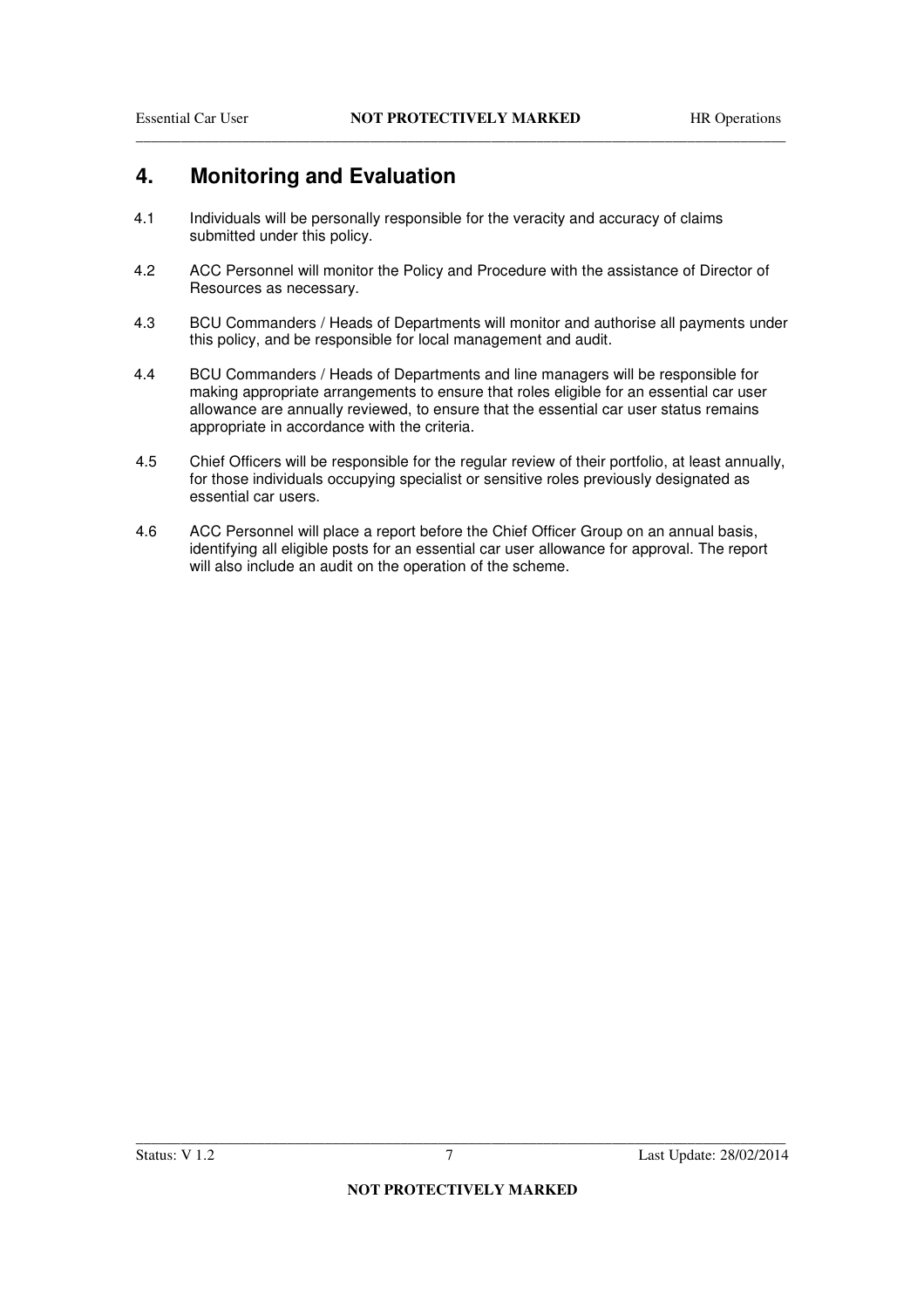## 4. Monitoring and Evaluation

4.1 Individuals will be personally responsible for the veracity and accuracy of claims submitted under this policy.

4.2 ACC Personnel will monitor the Policy and Procedure with the assistance of Director of Resources as necessary.

4.3 BCU Commanders / Heads of Departments will monitor and authorise all payments under this policy, and be responsible for local management and audit.

4.4 BCU Commanders / Heads of Departments and line managers will be responsible for making appropriate arrangements to ensure that roles eligible for an essential car user allowance are annually reviewed, to ensure that the essential car user status remains appropriate in accordance with the criteria.

4.5 Chief Officers will be responsible for the regular review of their portfolio, at least annually, for those individuals occupying specialist or sensitive roles previously designated as essential car users.

4.6 ACC Personnel will place a report before the Chief Officer Group on an annual basis, identifying all eligible posts for an essential car user allowance for approval. The report will also include an audit on the operation of the scheme.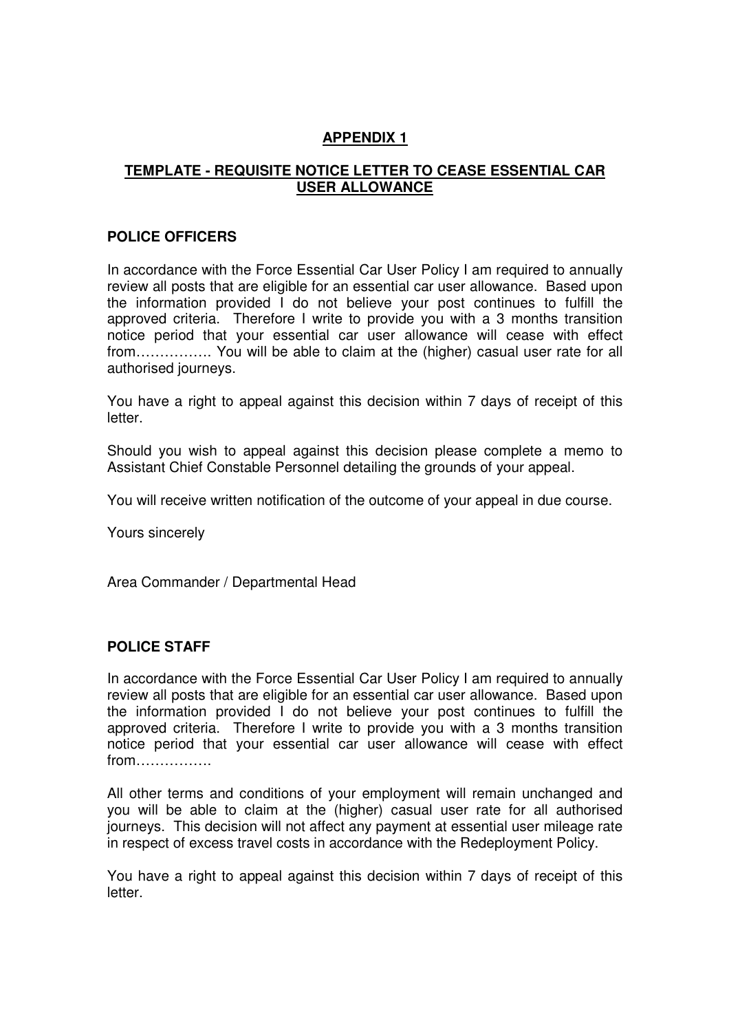## APPENDIX 1

## TEMPLATE - REQUISITE NOTICE LETTER TO CEASE ESSENTIAL CAR USER ALLOWANCE

### POLICE OFFICERS

In accordance with the Force Essential Car User Policy I am required to annually review all posts that are eligible for an essential car user allowance. Based upon the information provided I do not believe your post continues to fulfill the approved criteria. Therefore I write to provide you with a 3 months transition notice period that your essential car user allowance will cease with effect from……………. You will be able to claim at the (higher) casual user rate for all authorised journeys.

You have a right to appeal against this decision within 7 days of receipt of this letter.

Should you wish to appeal against this decision please complete a memo to Assistant Chief Constable Personnel detailing the grounds of your appeal.

You will receive written notification of the outcome of your appeal in due course.

Yours sincerely

Area Commander / Departmental Head

### POLICE STAFF

In accordance with the Force Essential Car User Policy I am required to annually review all posts that are eligible for an essential car user allowance. Based upon the information provided I do not believe your post continues to fulfill the approved criteria. Therefore I write to provide you with a 3 months transition notice period that your essential car user allowance will cease with effect from…………….

All other terms and conditions of your employment will remain unchanged and you will be able to claim at the (higher) casual user rate for all authorised journeys. This decision will not affect any payment at essential user mileage rate in respect of excess travel costs in accordance with the Redeployment Policy.

You have a right to appeal against this decision within 7 days of receipt of this letter.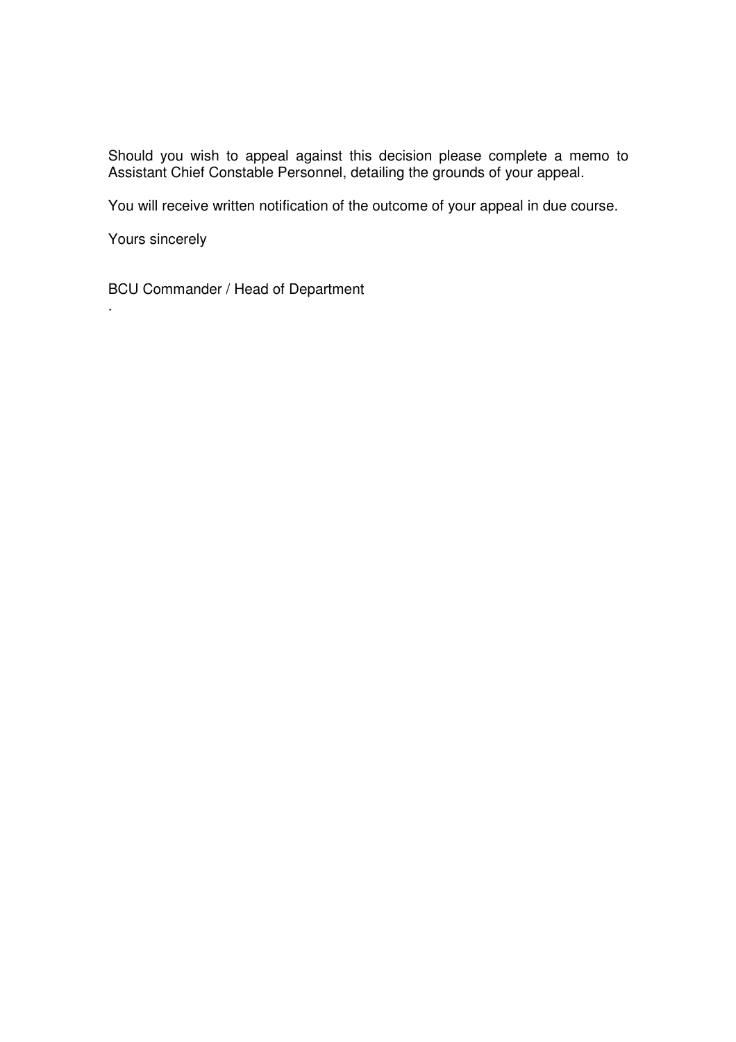Should you wish to appeal against this decision please complete a memo to Assistant Chief Constable Personnel, detailing the grounds of your appeal.

You will receive written notification of the outcome of your appeal in due course.

Yours sincerely

BCU Commander / Head of Department

.